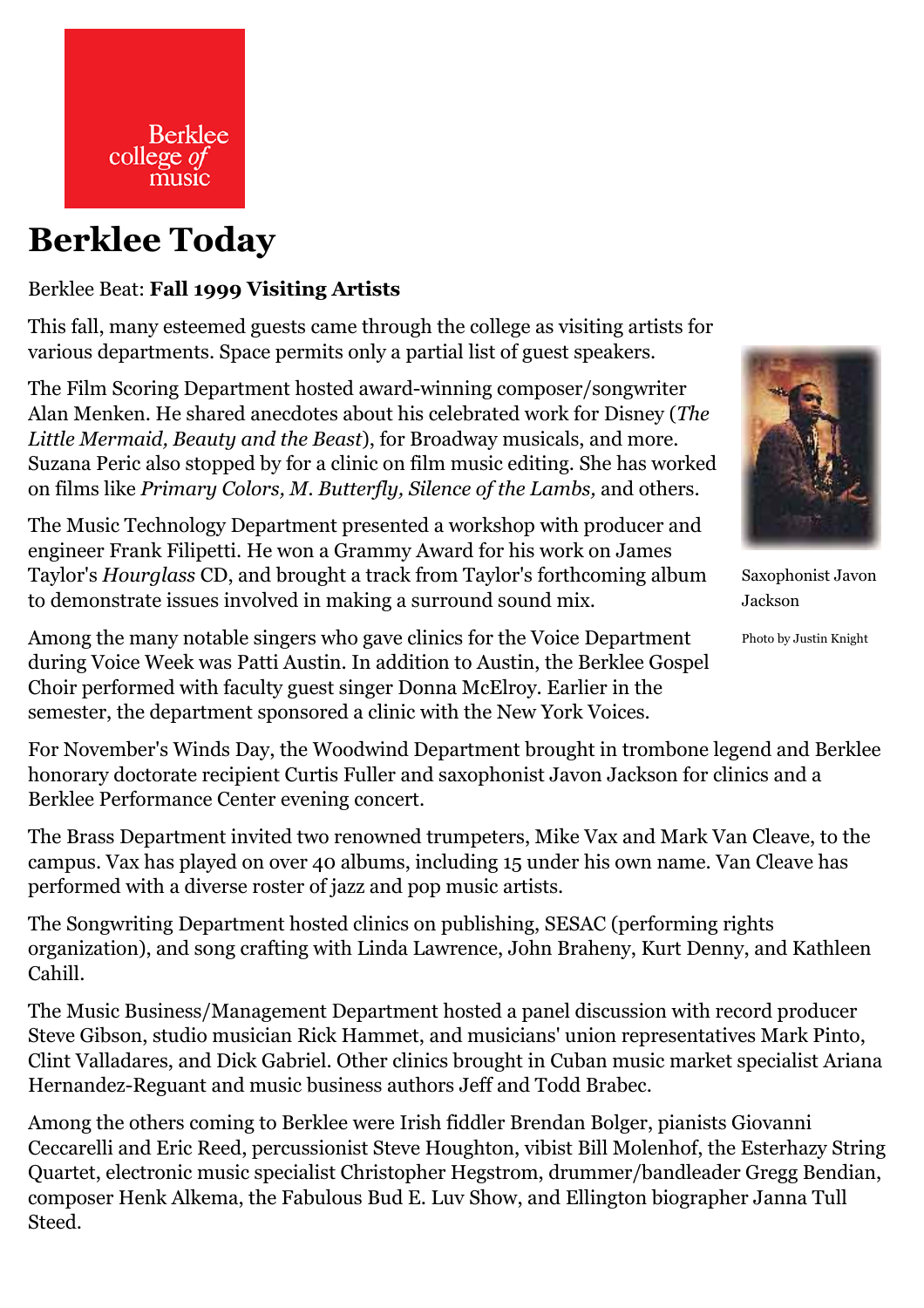# Berklee Today

Berklee Beat: **Fall 1999 Visiting Artists**

This fall, many esteemed guests came through the college as visiting artists for various departments. Space permits only a partial list of guest speakers.

The Film Scoring Department hosted award-winning composer/songwriter Alan Menken. He shared anecdotes about his celebrated work for Disney (*The Little Mermaid, Beauty and the Beast*), for Broadway musicals, and more. Suzana Peric also stopped by for a clinic on film music editing. She has worked on films like *Primary Colors, M. Butterfly, Silence of the Lambs,* and others.

Saxophonist Javon Jackson

Photo by Justin Knight

The Music Technology Department presented a workshop with producer and engineer Frank Filipetti. He won a Grammy Award for his work on James Taylor's *Hourglass* CD, and brought a track from Taylor's forthcoming album to demonstrate issues involved in making a surround sound mix.

Among the many notable singers who gave clinics for the Voice Department during Voice Week was Patti Austin. In addition to Austin, the Berklee Gospel Choir performed with faculty guest singer Donna McElroy. Earlier in the semester, the department sponsored a clinic with the New York Voices.

For November's Winds Day, the Woodwind Department brought in trombone legend and Berklee honorary doctorate recipient Curtis Fuller and saxophonist Javon Jackson for clinics and a Berklee Performance Center evening concert.

The Brass Department invited two renowned trumpeters, Mike Vax and Mark Van Cleave, to the campus. Vax has played on over 40 albums, including 15 under his own name. Van Cleave has performed with a diverse roster of jazz and pop music artists.

The Songwriting Department hosted clinics on publishing, SESAC (performing rights organization), and song crafting with Linda Lawrence, John Braheny, Kurt Denny, and Kathleen Cahill.

The Music Business/Management Department hosted a panel discussion with record producer Steve Gibson, studio musician Rick Hammet, and musicians' union representatives Mark Pinto, Clint Valladares, and Dick Gabriel. Other clinics brought in Cuban music market specialist Ariana Hernandez-Reguant and music business authors Jeff and Todd Brabec.

Among the others coming to Berklee were Irish fiddler Brendan Bolger, pianists Giovanni Ceccarelli and Eric Reed, percussionist Steve Houghton, vibist Bill Molenhof, the Esterhazy String Quartet, electronic music specialist Christopher Hegstrom, drummer/bandleader Gregg Bendian, composer Henk Alkema, the Fabulous Bud E. Luv Show, and Ellington biographer Janna Tull Steed.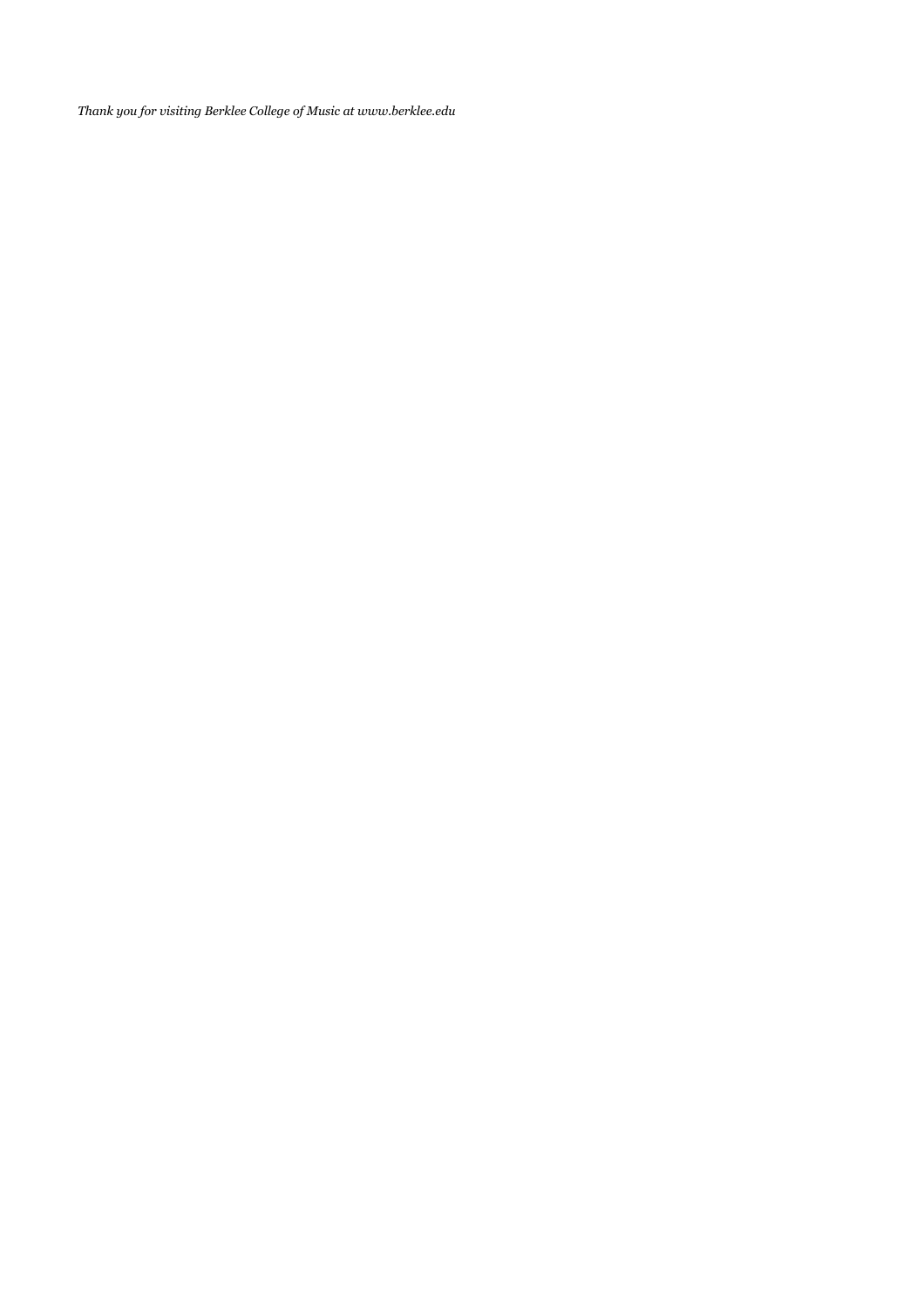*Thank you for visiting Berklee College of Music at www.berklee.edu*